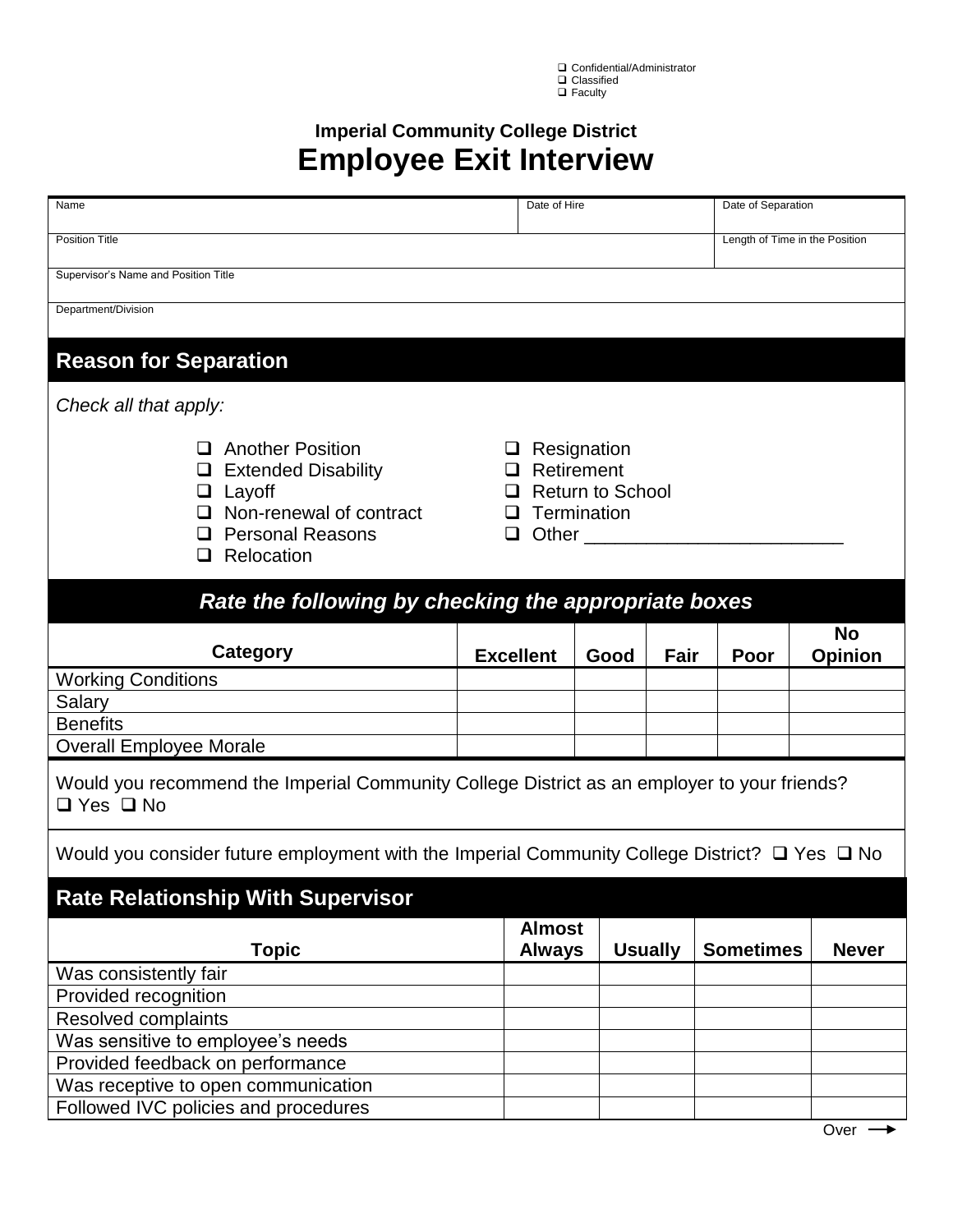- ❑ Confidential/Administrator
- ❑ Classified
- ❑ Faculty

**Imperial Community College District**

# Employee Exit Interview

| Name | Date of Hire | Date of Separation |
|---|---|---|
| | | |

| Position Title | Length of Time in the Position |
|---|---|
| | |

| Supervisor's Name and Position Title |
|---|
| |

| Department/Division |
|---|
| |

## Reason for Separation

*Check all that apply:*

- ❑ Another Position
- ❑ Extended Disability
- ❑ Layoff
- ❑ Non-renewal of contract
- ❑ Personal Reasons
- ❑ Relocation
- ❑ Resignation
- ❑ Retirement
- ❑ Return to School
- ❑ Termination
- ❑ Other ________________________

## *Rate the following by checking the appropriate boxes*

| Category | Excellent | Good | Fair | Poor | No Opinion |
|---|---|---|---|---|---|
| Working Conditions | | | | | |
| Salary | | | | | |
| Benefits | | | | | |
| Overall Employee Morale | | | | | |

Would you recommend the Imperial Community College District as an employer to your friends?
❑ Yes ❑ No

Would you consider future employment with the Imperial Community College District? ❑ Yes ❑ No

## Rate Relationship With Supervisor

| Topic | Almost Always | Usually | Sometimes | Never |
|---|---|---|---|---|
| Was consistently fair | | | | |
| Provided recognition | | | | |
| Resolved complaints | | | | |
| Was sensitive to employee's needs | | | | |
| Provided feedback on performance | | | | |
| Was receptive to open communication | | | | |
| Followed IVC policies and procedures | | | | |

Over →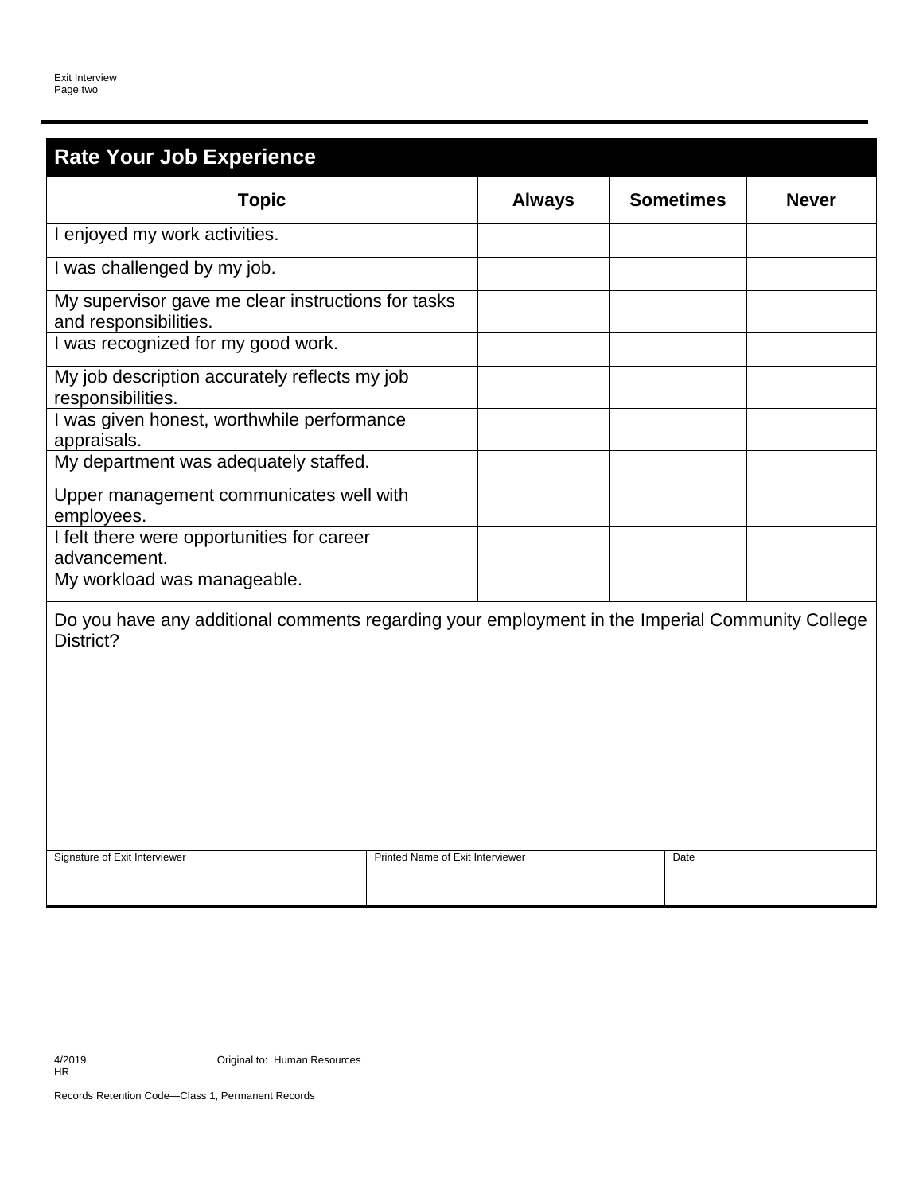## Rate Your Job Experience

| Topic | Always | Sometimes | Never |
|---|---|---|---|
| I enjoyed my work activities. | | | |
| I was challenged by my job. | | | |
| My supervisor gave me clear instructions for tasks and responsibilities. | | | |
| I was recognized for my good work. | | | |
| My job description accurately reflects my job responsibilities. | | | |
| I was given honest, worthwhile performance appraisals. | | | |
| My department was adequately staffed. | | | |
| Upper management communicates well with employees. | | | |
| I felt there were opportunities for career advancement. | | | |
| My workload was manageable. | | | |

Do you have any additional comments regarding your employment in the Imperial Community College District?

| Signature of Exit Interviewer | Printed Name of Exit Interviewer | Date |
|---|---|---|
| | | |

4/2019 Original to: Human Resources
HR

Records Retention Code—Class 1, Permanent Records